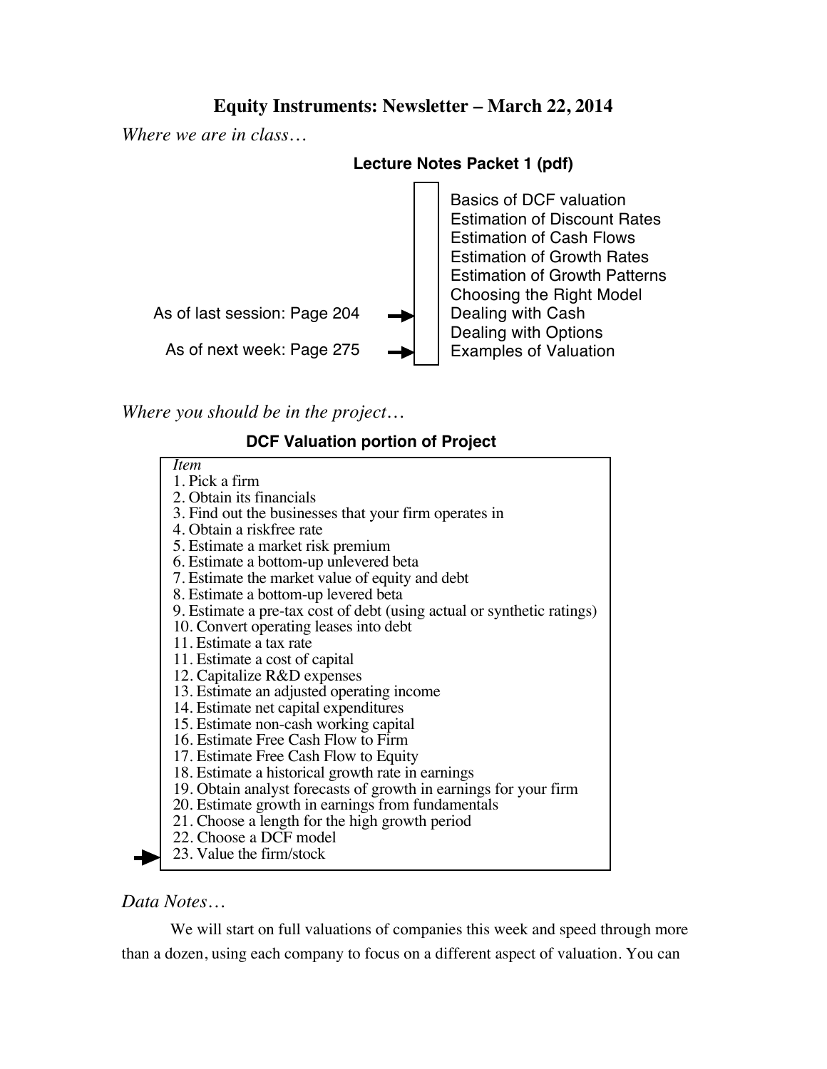# Equity Instruments: Newsletter – March 22, 2014

*Where we are in class…*

**Lecture Notes Packet 1 (pdf)**

Basics of DCF valuation
Estimation of Discount Rates
Estimation of Cash Flows
Estimation of Growth Rates
Estimation of Growth Patterns
Choosing the Right Model
Dealing with Cash
Dealing with Options
Examples of Valuation

As of last session: Page 204 → Dealing with Cash

As of next week: Page 275 → Examples of Valuation

*Where you should be in the project…*

**DCF Valuation portion of Project**

*Item*

1. Pick a firm
2. Obtain its financials
3. Find out the businesses that your firm operates in
4. Obtain a riskfree rate
5. Estimate a market risk premium
6. Estimate a bottom-up unlevered beta
7. Estimate the market value of equity and debt
8. Estimate a bottom-up levered beta
9. Estimate a pre-tax cost of debt (using actual or synthetic ratings)
10. Convert operating leases into debt
11. Estimate a tax rate
11. Estimate a cost of capital
12. Capitalize R&D expenses
13. Estimate an adjusted operating income
14. Estimate net capital expenditures
15. Estimate non-cash working capital
16. Estimate Free Cash Flow to Firm
17. Estimate Free Cash Flow to Equity
18. Estimate a historical growth rate in earnings
19. Obtain analyst forecasts of growth in earnings for your firm
20. Estimate growth in earnings from fundamentals
21. Choose a length for the high growth period
22. Choose a DCF model
23. Value the firm/stock ←

*Data Notes…*

We will start on full valuations of companies this week and speed through more than a dozen, using each company to focus on a different aspect of valuation. You can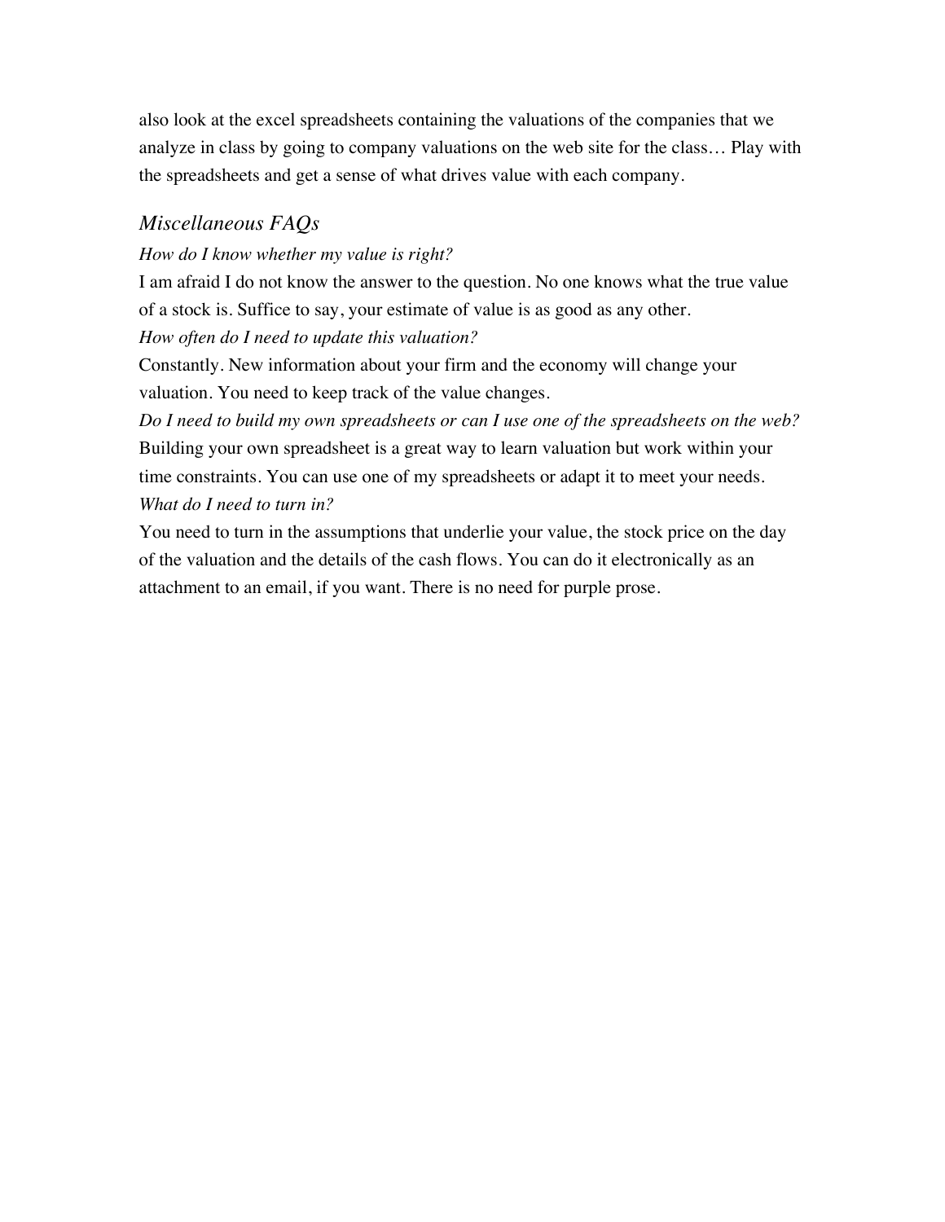also look at the excel spreadsheets containing the valuations of the companies that we analyze in class by going to company valuations on the web site for the class… Play with the spreadsheets and get a sense of what drives value with each company.

## *Miscellaneous FAQs*

*How do I know whether my value is right?*

I am afraid I do not know the answer to the question. No one knows what the true value of a stock is. Suffice to say, your estimate of value is as good as any other.

*How often do I need to update this valuation?*

Constantly. New information about your firm and the economy will change your valuation. You need to keep track of the value changes.

*Do I need to build my own spreadsheets or can I use one of the spreadsheets on the web?*

Building your own spreadsheet is a great way to learn valuation but work within your time constraints. You can use one of my spreadsheets or adapt it to meet your needs.

*What do I need to turn in?*

You need to turn in the assumptions that underlie your value, the stock price on the day of the valuation and the details of the cash flows. You can do it electronically as an attachment to an email, if you want. There is no need for purple prose.